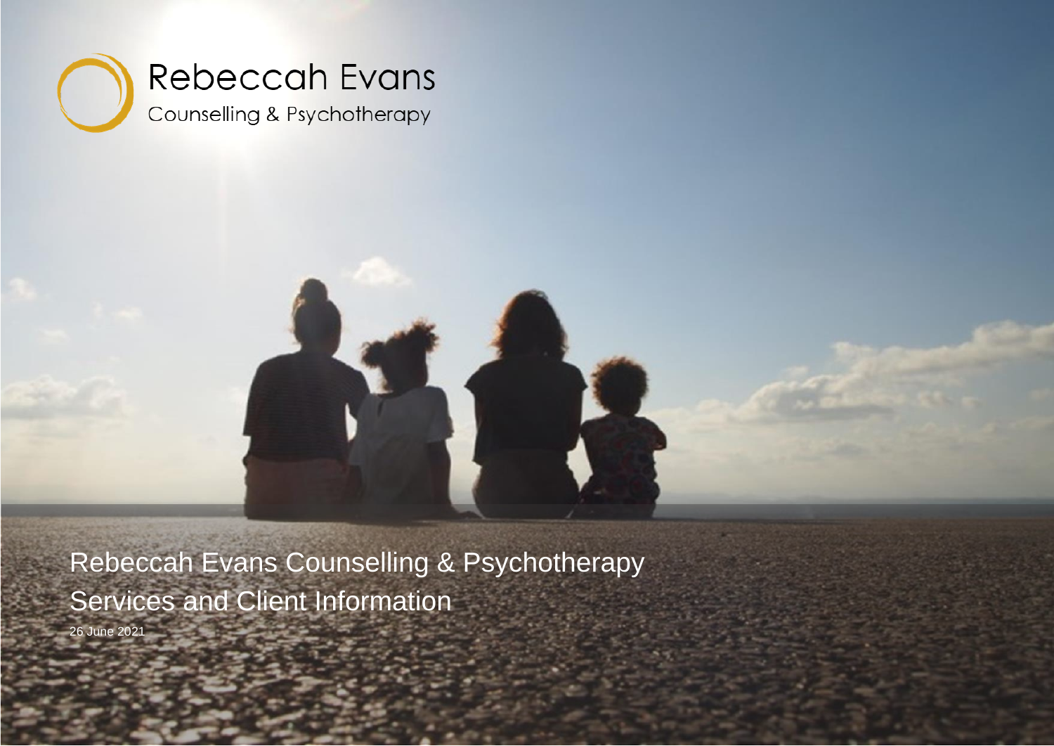Rebeccah Evans

Counselling & Psychotherapy

# Rebeccah Evans Counselling & Psychotherapy Services and Client Information

26 June 2021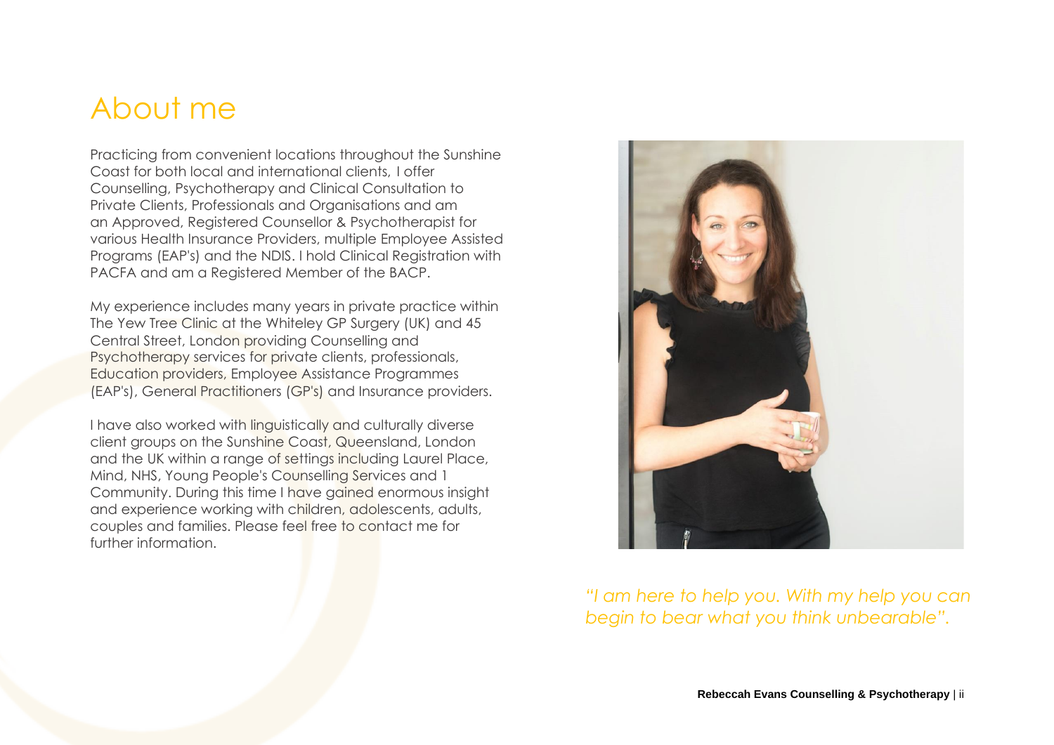# About me

Practicing from convenient locations throughout the Sunshine Coast for both local and international clients, I offer Counselling, Psychotherapy and Clinical Consultation to Private Clients, Professionals and Organisations and am an Approved, Registered Counsellor & Psychotherapist for various Health Insurance Providers, multiple Employee Assisted Programs (EAP's) and the NDIS. I hold Clinical Registration with PACFA and am a Registered Member of the BACP.

My experience includes many years in private practice within The Yew Tree Clinic at the Whiteley GP Surgery (UK) and 45 Central Street, London providing Counselling and Psychotherapy services for private clients, professionals, Education providers, Employee Assistance Programmes (EAP's), General Practitioners (GP's) and Insurance providers.

I have also worked with linguistically and culturally diverse client groups on the Sunshine Coast, Queensland, London and the UK within a range of settings including Laurel Place, Mind, NHS, Young People's Counselling Services and 1 Community. During this time I have gained enormous insight and experience working with children, adolescents, adults, couples and families. Please feel free to contact me for further information.

*"I am here to help you. With my help you can begin to bear what you think unbearable".*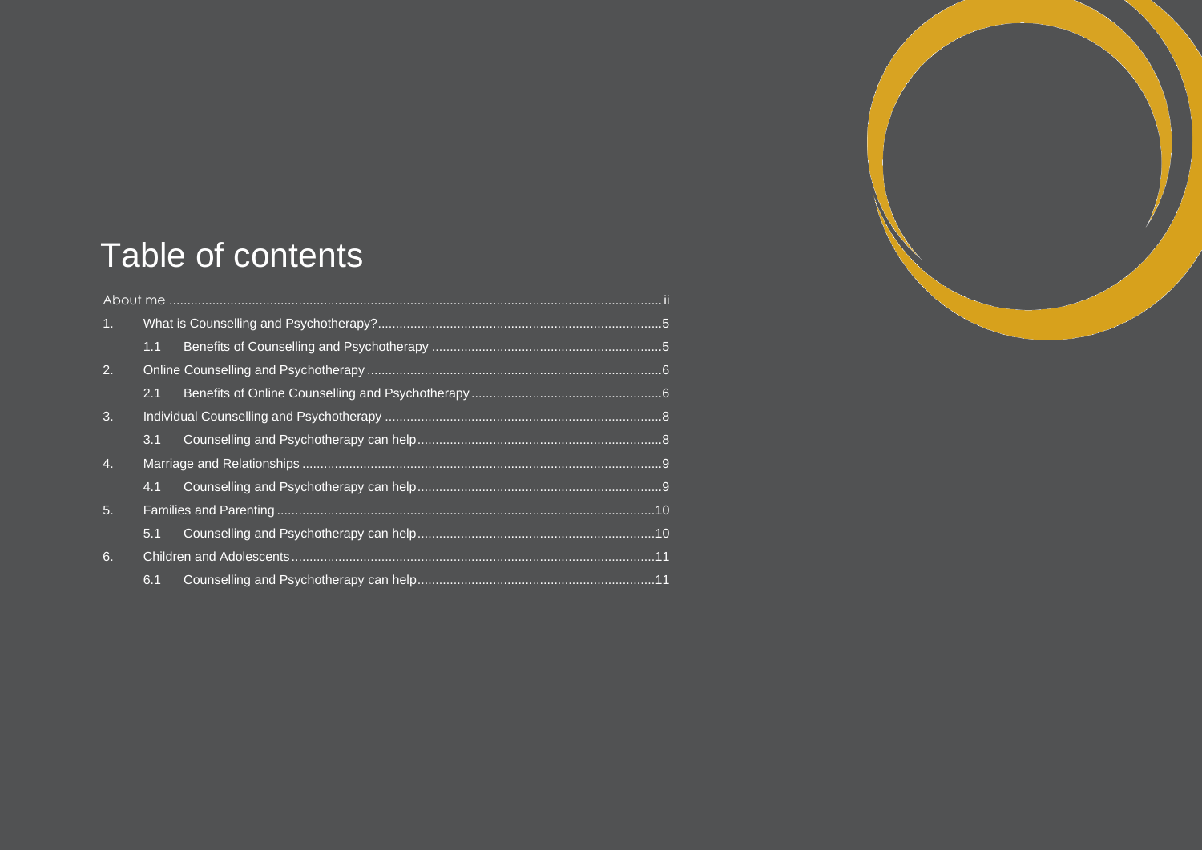# Table of contents

About me ............................................................ ii

1. What is Counselling and Psychotherapy? ............................................................ 5
    - 1.1 Benefits of Counselling and Psychotherapy ............................................................ 5
2. Online Counselling and Psychotherapy ............................................................ 6
    - 2.1 Benefits of Online Counselling and Psychotherapy ............................................................ 6
3. Individual Counselling and Psychotherapy ............................................................ 8
    - 3.1 Counselling and Psychotherapy can help ............................................................ 8
4. Marriage and Relationships ............................................................ 9
    - 4.1 Counselling and Psychotherapy can help ............................................................ 9
5. Families and Parenting ............................................................ 10
    - 5.1 Counselling and Psychotherapy can help ............................................................ 10
6. Children and Adolescents ............................................................ 11
    - 6.1 Counselling and Psychotherapy can help ............................................................ 11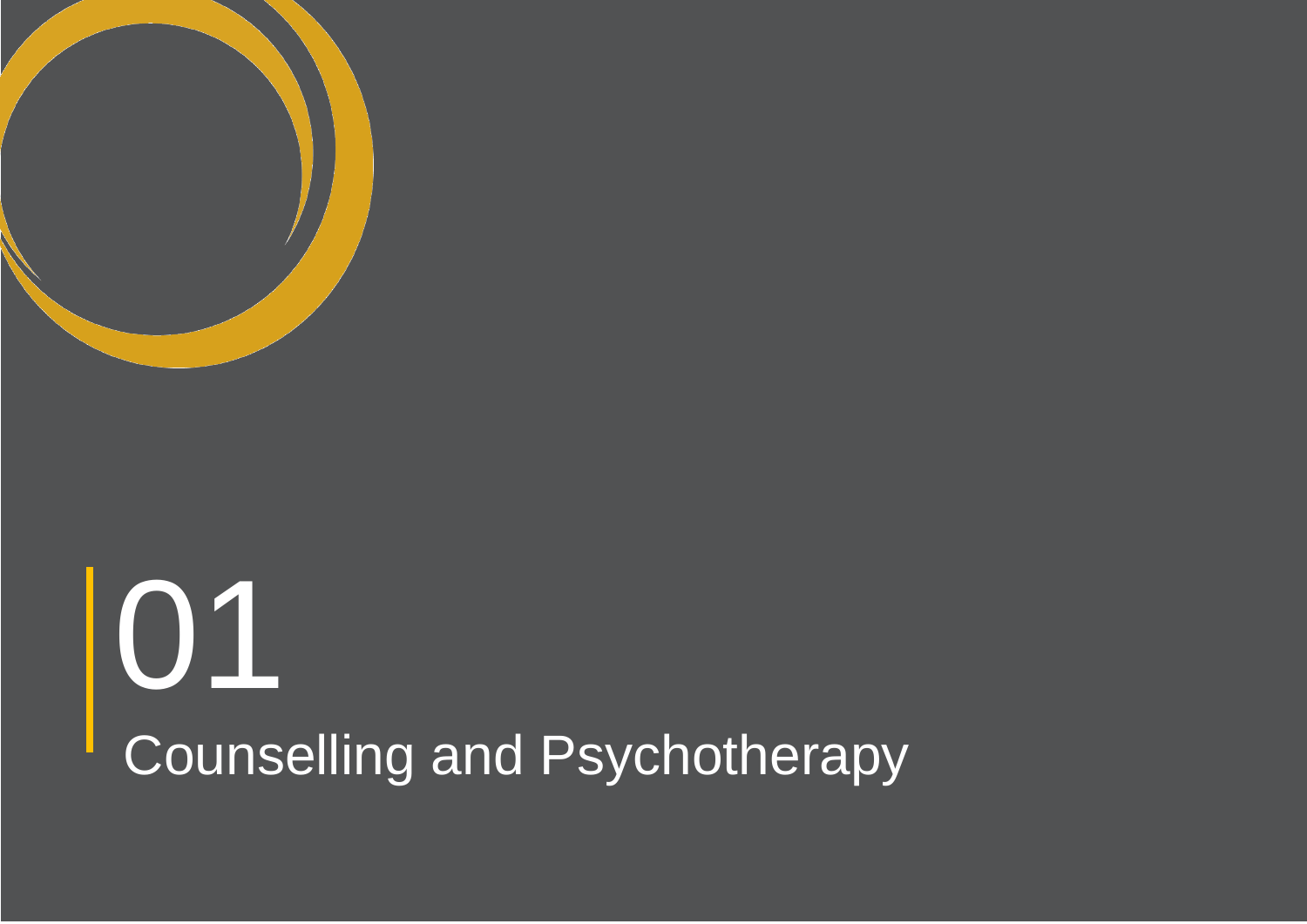# 01

## Counselling and Psychotherapy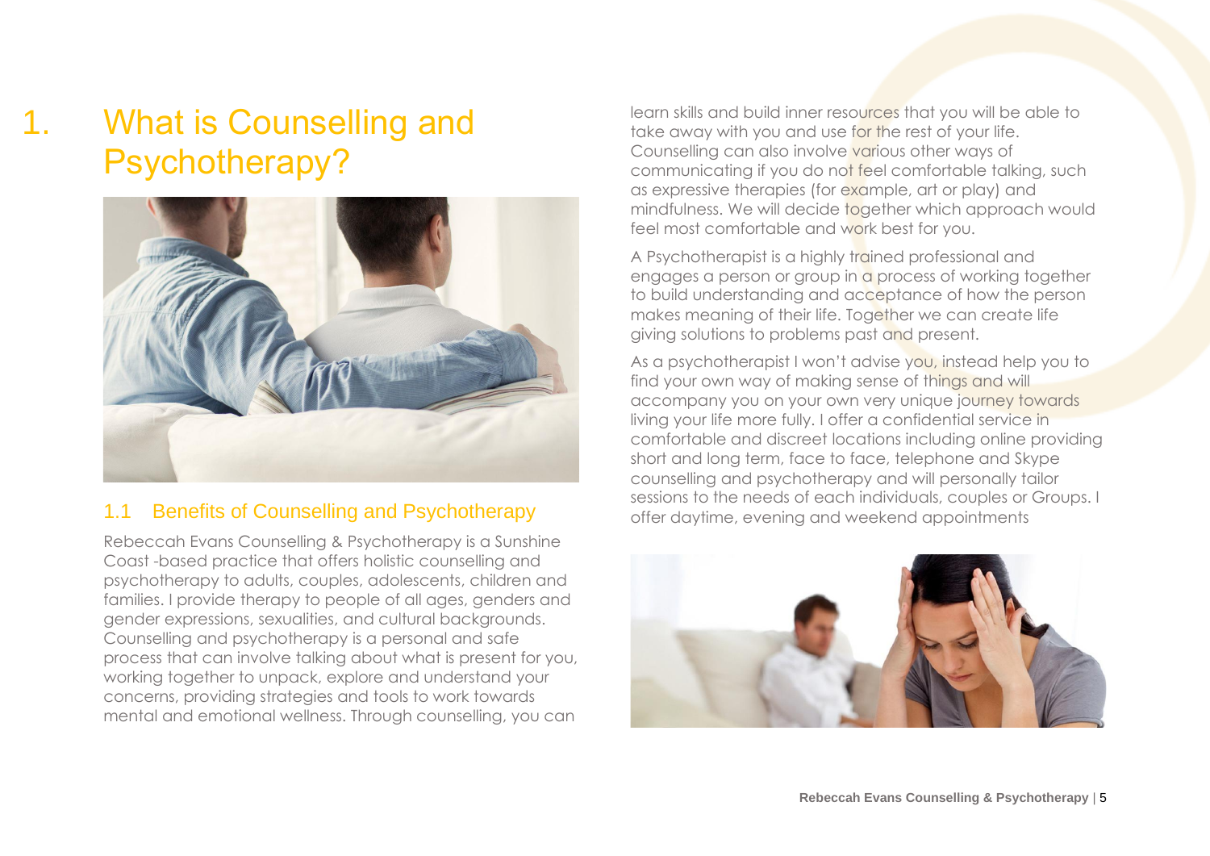# 1. What is Counselling and Psychotherapy?

## 1.1 Benefits of Counselling and Psychotherapy

Rebeccah Evans Counselling & Psychotherapy is a Sunshine Coast -based practice that offers holistic counselling and psychotherapy to adults, couples, adolescents, children and families. I provide therapy to people of all ages, genders and gender expressions, sexualities, and cultural backgrounds. Counselling and psychotherapy is a personal and safe process that can involve talking about what is present for you, working together to unpack, explore and understand your concerns, providing strategies and tools to work towards mental and emotional wellness. Through counselling, you can learn skills and build inner resources that you will be able to take away with you and use for the rest of your life. Counselling can also involve various other ways of communicating if you do not feel comfortable talking, such as expressive therapies (for example, art or play) and mindfulness. We will decide together which approach would feel most comfortable and work best for you.

A Psychotherapist is a highly trained professional and engages a person or group in a process of working together to build understanding and acceptance of how the person makes meaning of their life. Together we can create life giving solutions to problems past and present.

As a psychotherapist I won't advise you, instead help you to find your own way of making sense of things and will accompany you on your own very unique journey towards living your life more fully. I offer a confidential service in comfortable and discreet locations including online providing short and long term, face to face, telephone and Skype counselling and psychotherapy and will personally tailor sessions to the needs of each individuals, couples or Groups. I offer daytime, evening and weekend appointments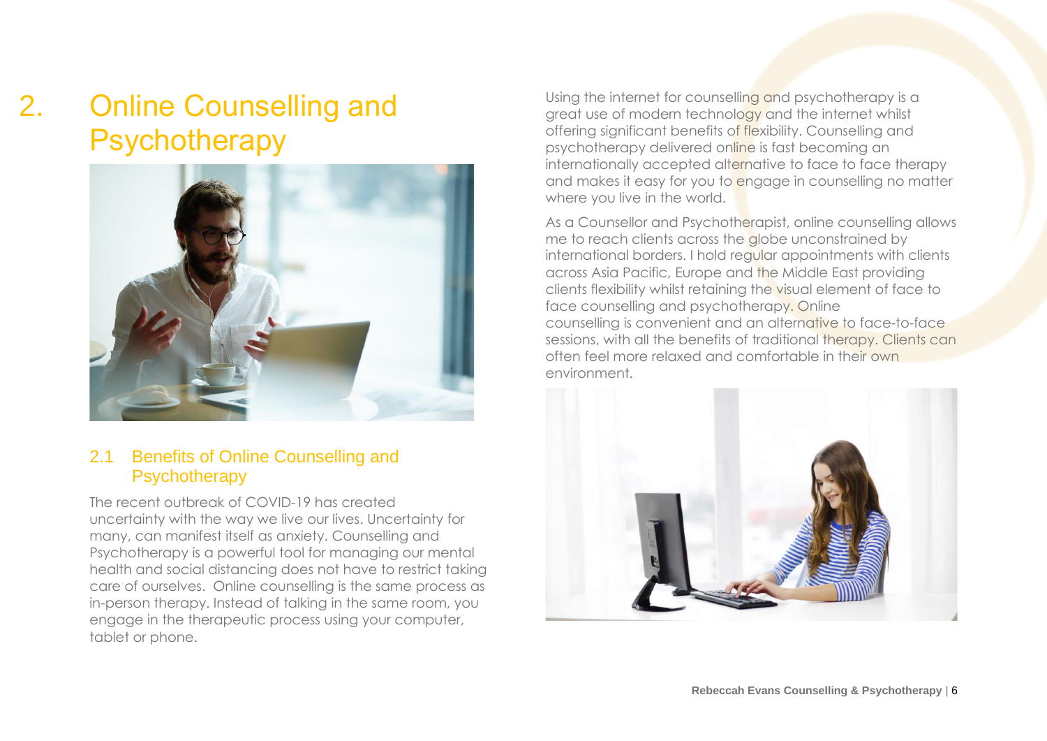# 2. Online Counselling and Psychotherapy

## 2.1 Benefits of Online Counselling and Psychotherapy

The recent outbreak of COVID-19 has created uncertainty with the way we live our lives. Uncertainty for many, can manifest itself as anxiety. Counselling and Psychotherapy is a powerful tool for managing our mental health and social distancing does not have to restrict taking care of ourselves. Online counselling is the same process as in-person therapy. Instead of talking in the same room, you engage in the therapeutic process using your computer, tablet or phone.

Using the internet for counselling and psychotherapy is a great use of modern technology and the internet whilst offering significant benefits of flexibility. Counselling and psychotherapy delivered online is fast becoming an internationally accepted alternative to face to face therapy and makes it easy for you to engage in counselling no matter where you live in the world.

As a Counsellor and Psychotherapist, online counselling allows me to reach clients across the globe unconstrained by international borders. I hold regular appointments with clients across Asia Pacific, Europe and the Middle East providing clients flexibility whilst retaining the visual element of face to face counselling and psychotherapy. Online counselling is convenient and an alternative to face-to-face sessions, with all the benefits of traditional therapy. Clients can often feel more relaxed and comfortable in their own environment.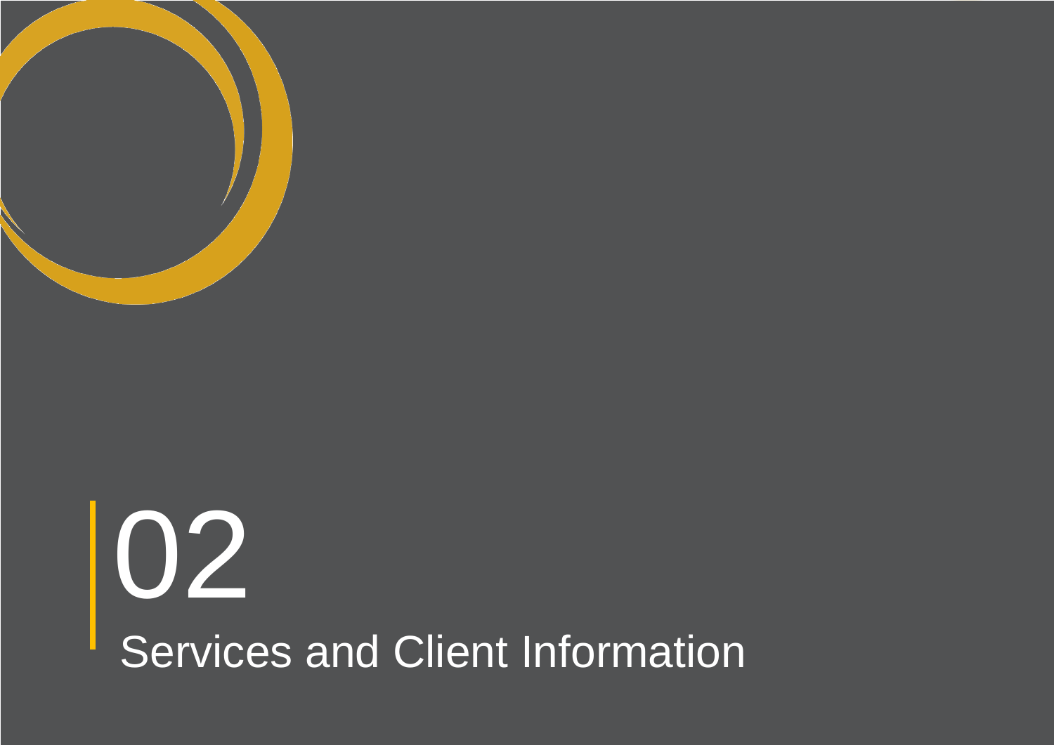# 02

## Services and Client Information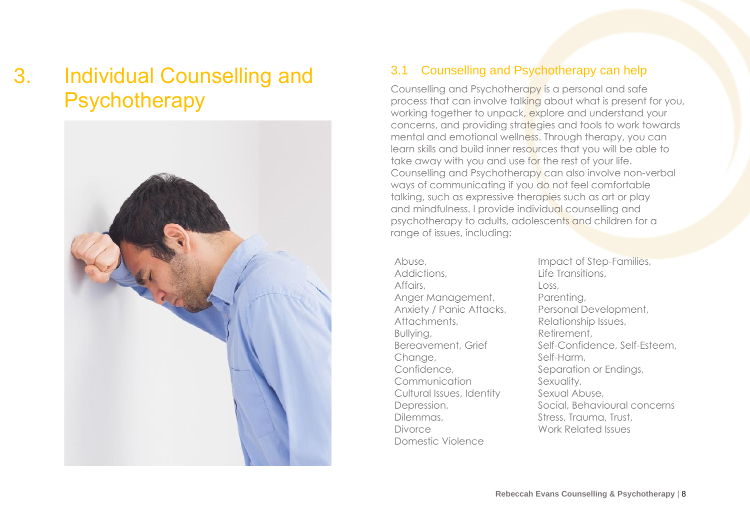# 3. Individual Counselling and Psychotherapy

## 3.1 Counselling and Psychotherapy can help

Counselling and Psychotherapy is a personal and safe process that can involve talking about what is present for you, working together to unpack, explore and understand your concerns, and providing strategies and tools to work towards mental and emotional wellness. Through therapy, you can learn skills and build inner resources that you will be able to take away with you and use for the rest of your life. Counselling and Psychotherapy can also involve non-verbal ways of communicating if you do not feel comfortable talking, such as expressive therapies such as art or play and mindfulness. I provide individual counselling and psychotherapy to adults, adolescents and children for a range of issues, including:

Abuse,
Addictions,
Affairs,
Anger Management,
Anxiety / Panic Attacks,
Attachments,
Bullying,
Bereavement, Grief
Change,
Confidence,
Communication
Cultural Issues, Identity
Depression,
Dilemmas,
Divorce
Domestic Violence
Impact of Step-Families,
Life Transitions,
Loss,
Parenting,
Personal Development,
Relationship Issues,
Retirement,
Self-Confidence, Self-Esteem,
Self-Harm,
Separation or Endings,
Sexuality,
Sexual Abuse,
Social, Behavioural concerns
Stress, Trauma, Trust,
Work Related Issues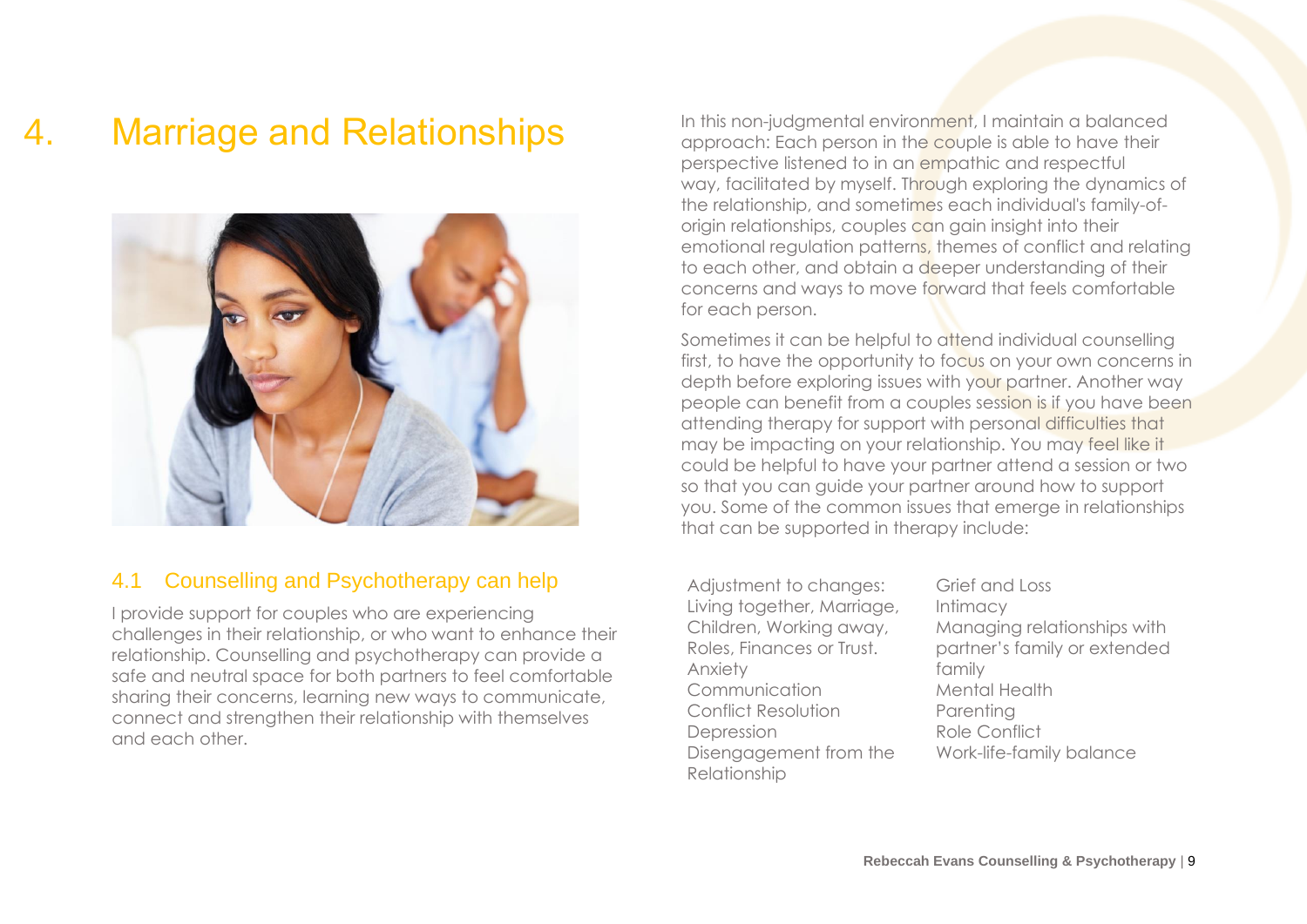# 4. Marriage and Relationships

## 4.1 Counselling and Psychotherapy can help

I provide support for couples who are experiencing challenges in their relationship, or who want to enhance their relationship. Counselling and psychotherapy can provide a safe and neutral space for both partners to feel comfortable sharing their concerns, learning new ways to communicate, connect and strengthen their relationship with themselves and each other.

In this non-judgmental environment, I maintain a balanced approach: Each person in the couple is able to have their perspective listened to in an empathic and respectful way, facilitated by myself. Through exploring the dynamics of the relationship, and sometimes each individual's family-of-origin relationships, couples can gain insight into their emotional regulation patterns, themes of conflict and relating to each other, and obtain a deeper understanding of their concerns and ways to move forward that feels comfortable for each person.

Sometimes it can be helpful to attend individual counselling first, to have the opportunity to focus on your own concerns in depth before exploring issues with your partner. Another way people can benefit from a couples session is if you have been attending therapy for support with personal difficulties that may be impacting on your relationship. You may feel like it could be helpful to have your partner attend a session or two so that you can guide your partner around how to support you. Some of the common issues that emerge in relationships that can be supported in therapy include:

- Adjustment to changes: Living together, Marriage, Children, Working away, Roles, Finances or Trust.
- Anxiety
- Communication
- Conflict Resolution
- Depression
- Disengagement from the Relationship
- Grief and Loss
- Intimacy
- Managing relationships with partner's family or extended family
- Mental Health
- Parenting
- Role Conflict
- Work-life-family balance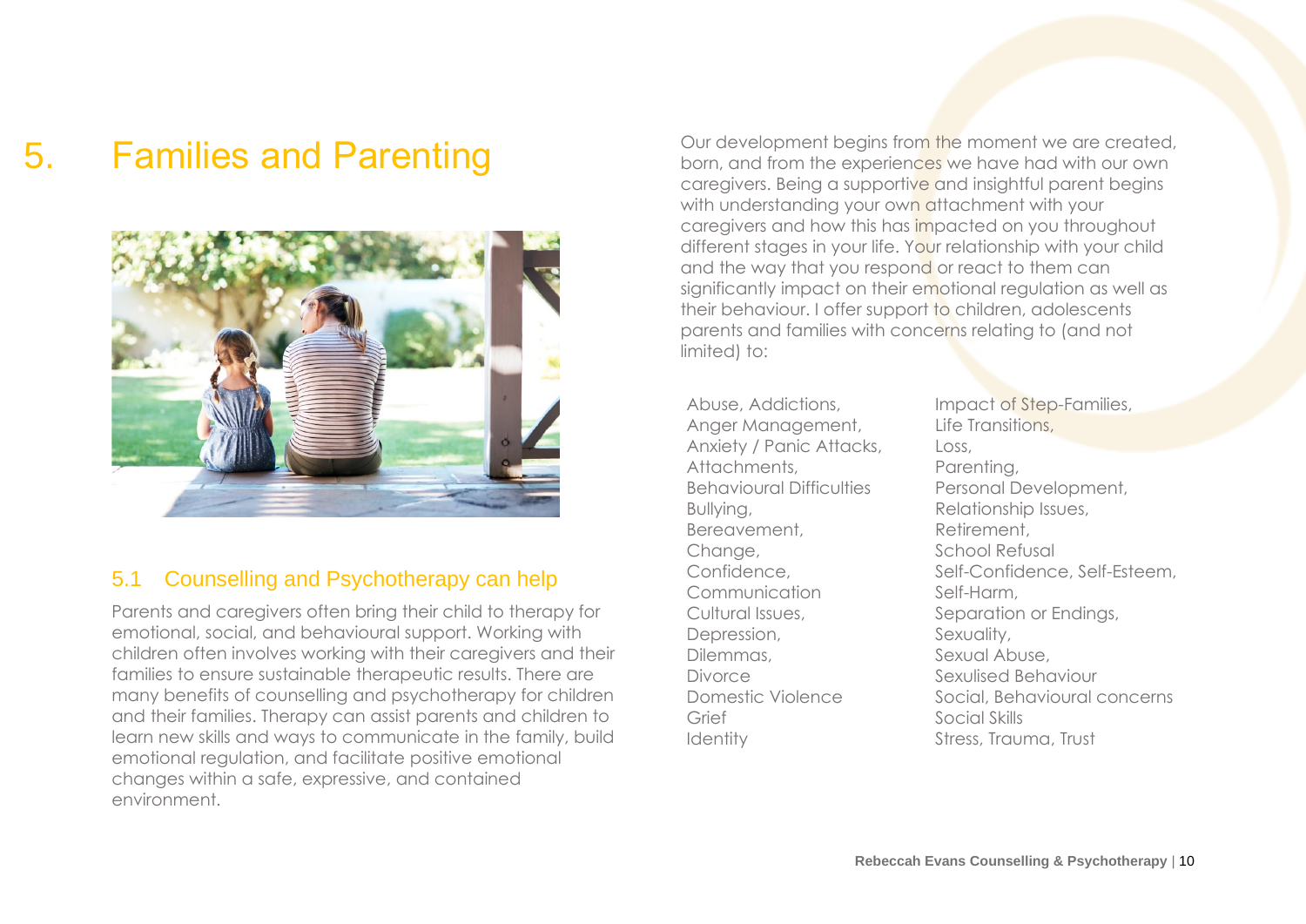# 5. Families and Parenting

## 5.1 Counselling and Psychotherapy can help

Parents and caregivers often bring their child to therapy for emotional, social, and behavioural support. Working with children often involves working with their caregivers and their families to ensure sustainable therapeutic results. There are many benefits of counselling and psychotherapy for children and their families. Therapy can assist parents and children to learn new skills and ways to communicate in the family, build emotional regulation, and facilitate positive emotional changes within a safe, expressive, and contained environment.

Our development begins from the moment we are created, born, and from the experiences we have had with our own caregivers. Being a supportive and insightful parent begins with understanding your own attachment with your caregivers and how this has impacted on you throughout different stages in your life. Your relationship with your child and the way that you respond or react to them can significantly impact on their emotional regulation as well as their behaviour. I offer support to children, adolescents parents and families with concerns relating to (and not limited) to:

Abuse, Addictions,
Anger Management,
Anxiety / Panic Attacks,
Attachments,
Behavioural Difficulties
Bullying,
Bereavement,
Change,
Confidence,
Communication
Cultural Issues,
Depression,
Dilemmas,
Divorce
Domestic Violence
Grief
Identity

Impact of Step-Families,
Life Transitions,
Loss,
Parenting,
Personal Development,
Relationship Issues,
Retirement,
School Refusal
Self-Confidence, Self-Esteem,
Self-Harm,
Separation or Endings,
Sexuality,
Sexual Abuse,
Sexulised Behaviour
Social, Behavioural concerns
Social Skills
Stress, Trauma, Trust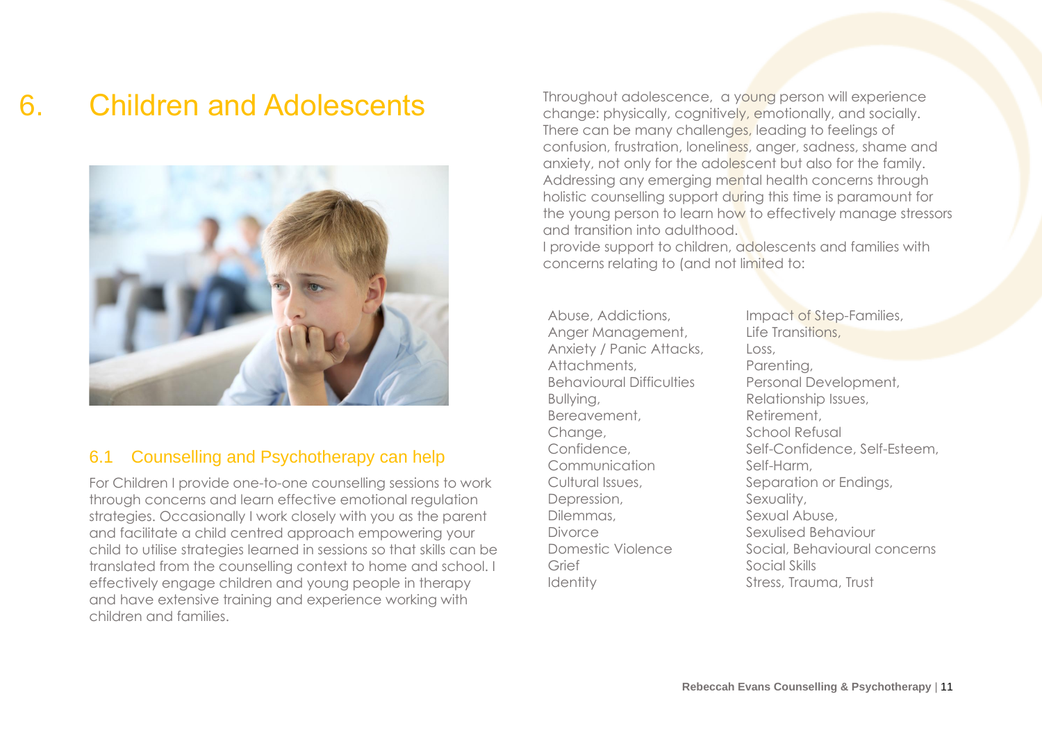# 6. Children and Adolescents

## 6.1 Counselling and Psychotherapy can help

For Children I provide one-to-one counselling sessions to work through concerns and learn effective emotional regulation strategies. Occasionally I work closely with you as the parent and facilitate a child centred approach empowering your child to utilise strategies learned in sessions so that skills can be translated from the counselling context to home and school. I effectively engage children and young people in therapy and have extensive training and experience working with children and families.

Throughout adolescence, a young person will experience change: physically, cognitively, emotionally, and socially. There can be many challenges, leading to feelings of confusion, frustration, loneliness, anger, sadness, shame and anxiety, not only for the adolescent but also for the family. Addressing any emerging mental health concerns through holistic counselling support during this time is paramount for the young person to learn how to effectively manage stressors and transition into adulthood.

I provide support to children, adolescents and families with concerns relating to (and not limited to:

- Abuse, Addictions,
- Anger Management,
- Anxiety / Panic Attacks,
- Attachments,
- Behavioural Difficulties
- Bullying,
- Bereavement,
- Change,
- Confidence,
- Communication
- Cultural Issues,
- Depression,
- Dilemmas,
- Divorce
- Domestic Violence
- Grief
- Identity
- Impact of Step-Families,
- Life Transitions,
- Loss,
- Parenting,
- Personal Development,
- Relationship Issues,
- Retirement,
- School Refusal
- Self-Confidence, Self-Esteem,
- Self-Harm,
- Separation or Endings,
- Sexuality,
- Sexual Abuse,
- Sexulised Behaviour
- Social, Behavioural concerns
- Social Skills
- Stress, Trauma, Trust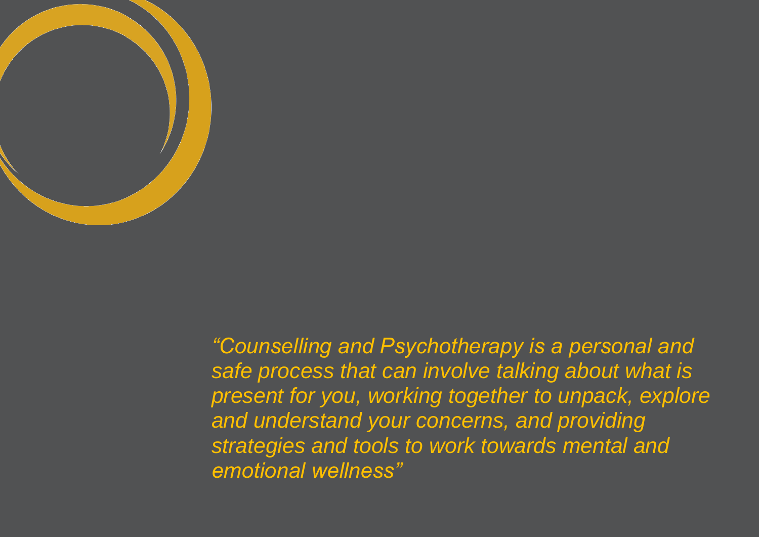*“Counselling and Psychotherapy is a personal and safe process that can involve talking about what is present for you, working together to unpack, explore and understand your concerns, and providing strategies and tools to work towards mental and emotional wellness”*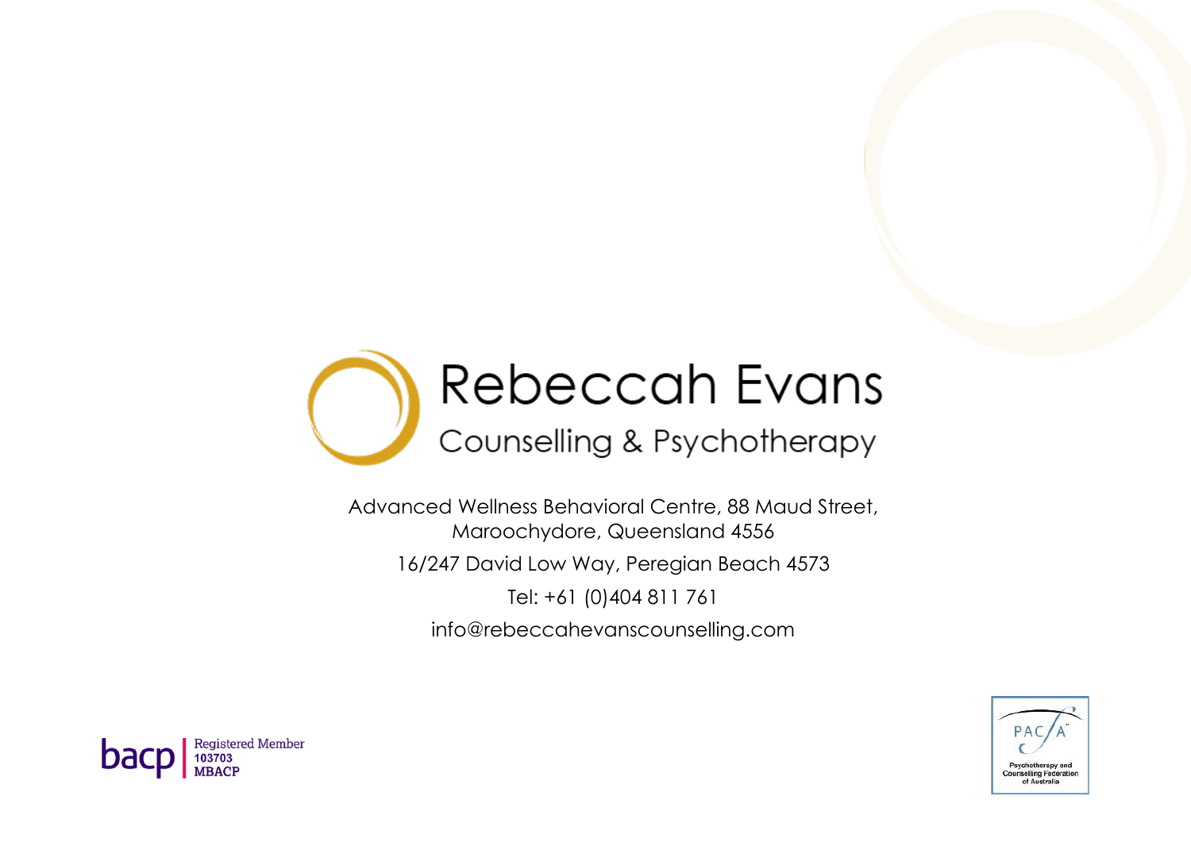# Rebeccah Evans

## Counselling & Psychotherapy

Advanced Wellness Behavioral Centre, 88 Maud Street, Maroochydore, Queensland 4556

16/247 David Low Way, Peregian Beach 4573

Tel: +61 (0)404 811 761

info@rebeccahevanscounselling.com

bacp | Registered Member 103703 MBACP

PACFA Psychotherapy and Counselling Federation of Australia